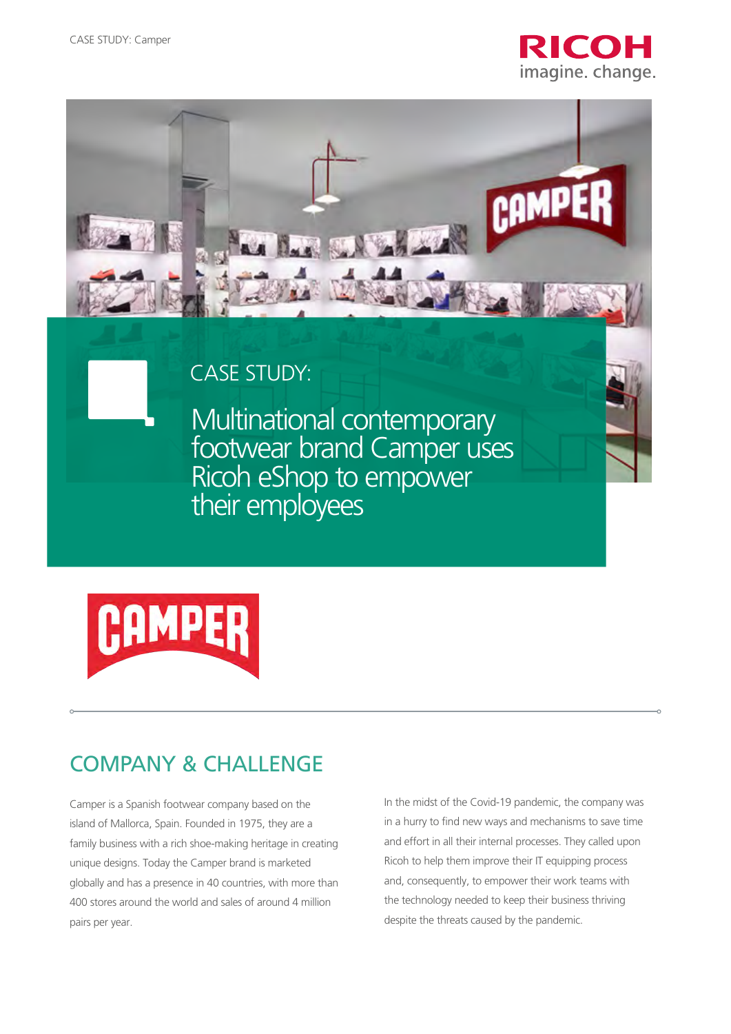CASE STUDY:

# Multinational contemporary footwear brand Camper uses Ricoh eShop to empower their employees

## COMPANY & CHALLENGE

Camper is a Spanish footwear company based on the island of Mallorca, Spain. Founded in 1975, they are a family business with a rich shoe-making heritage in creating unique designs. Today the Camper brand is marketed globally and has a presence in 40 countries, with more than 400 stores around the world and sales of around 4 million pairs per year.

In the midst of the Covid-19 pandemic, the company was in a hurry to find new ways and mechanisms to save time and effort in all their internal processes. They called upon Ricoh to help them improve their IT equipping process and, consequently, to empower their work teams with the technology needed to keep their business thriving despite the threats caused by the pandemic.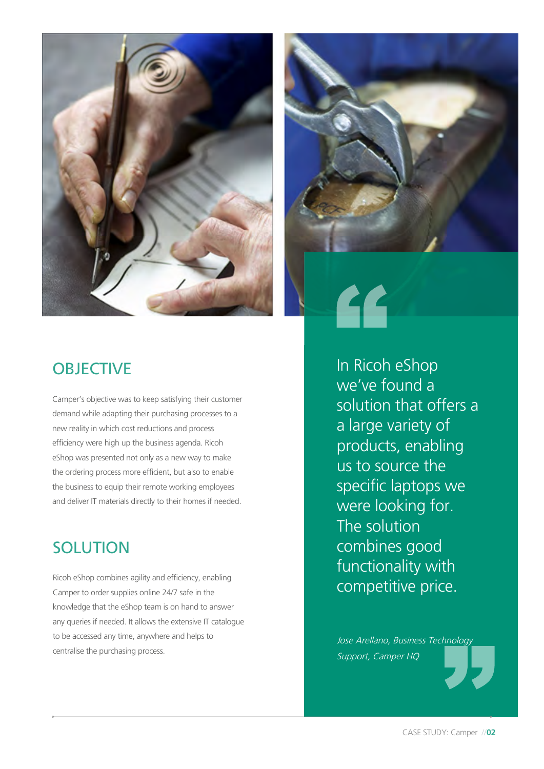## OBJECTIVE

Camper's objective was to keep satisfying their customer demand while adapting their purchasing processes to a new reality in which cost reductions and process efficiency were high up the business agenda. Ricoh eShop was presented not only as a new way to make the ordering process more efficient, but also to enable the business to equip their remote working employees and deliver IT materials directly to their homes if needed.

## SOLUTION

Ricoh eShop combines agility and efficiency, enabling Camper to order supplies online 24/7 safe in the knowledge that the eShop team is on hand to answer any queries if needed. It allows the extensive IT catalogue to be accessed any time, anywhere and helps to centralise the purchasing process.

> In Ricoh eShop we've found a solution that offers a a large variety of products, enabling us to source the specific laptops we were looking for. The solution combines good functionality with competitive price.
>
> *Jose Arellano, Business Technology Support, Camper HQ*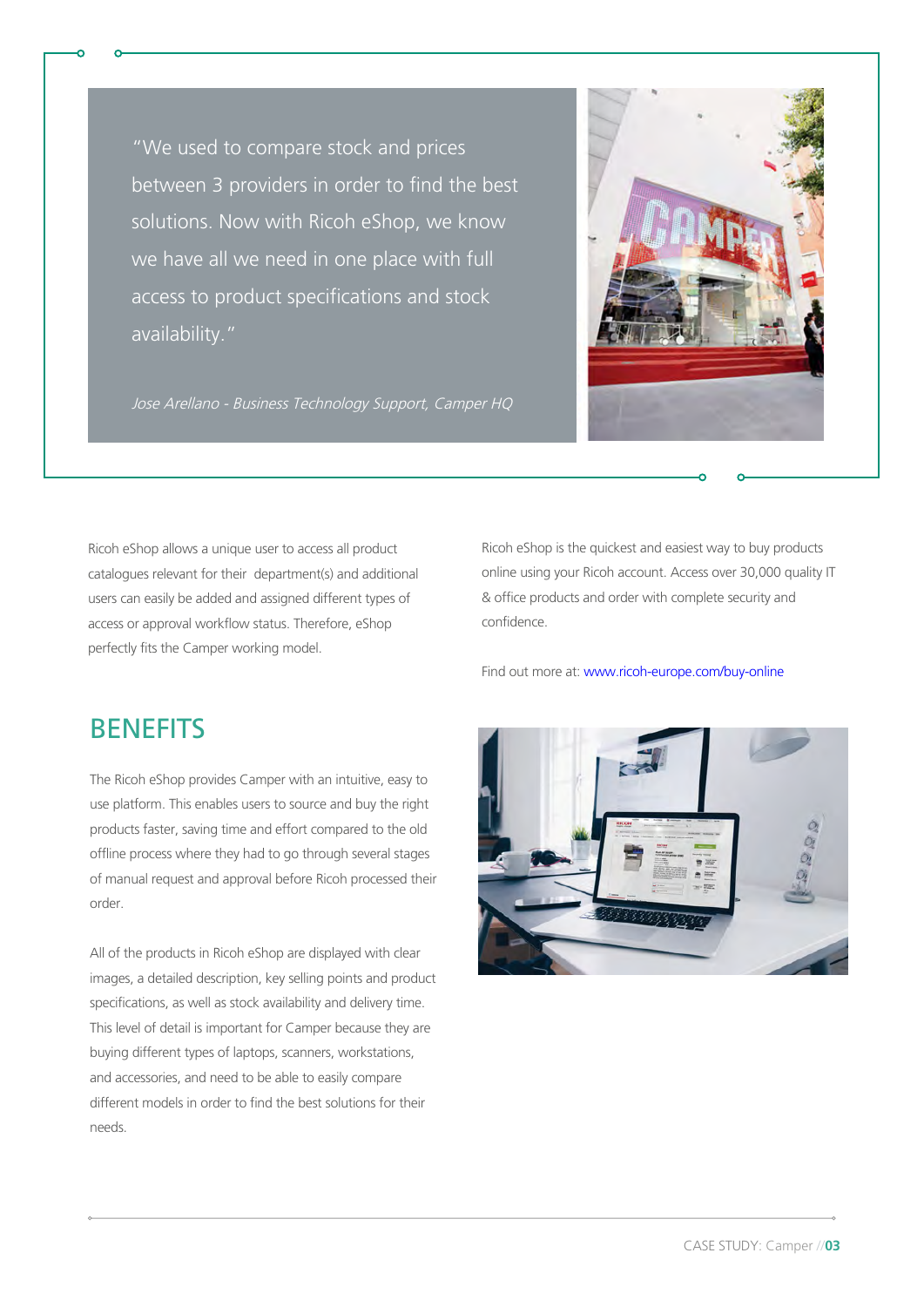> "We used to compare stock and prices between 3 providers in order to find the best solutions. Now with Ricoh eShop, we know we have all we need in one place with full access to product specifications and stock availability."
>
> *Jose Arellano - Business Technology Support, Camper HQ*

Ricoh eShop allows a unique user to access all product catalogues relevant for their department(s) and additional users can easily be added and assigned different types of access or approval workflow status. Therefore, eShop perfectly fits the Camper working model.

Ricoh eShop is the quickest and easiest way to buy products online using your Ricoh account. Access over 30,000 quality IT & office products and order with complete security and confidence.

Find out more at: www.ricoh-europe.com/buy-online

## BENEFITS

The Ricoh eShop provides Camper with an intuitive, easy to use platform. This enables users to source and buy the right products faster, saving time and effort compared to the old offline process where they had to go through several stages of manual request and approval before Ricoh processed their order.

All of the products in Ricoh eShop are displayed with clear images, a detailed description, key selling points and product specifications, as well as stock availability and delivery time. This level of detail is important for Camper because they are buying different types of laptops, scanners, workstations, and accessories, and need to be able to easily compare different models in order to find the best solutions for their needs.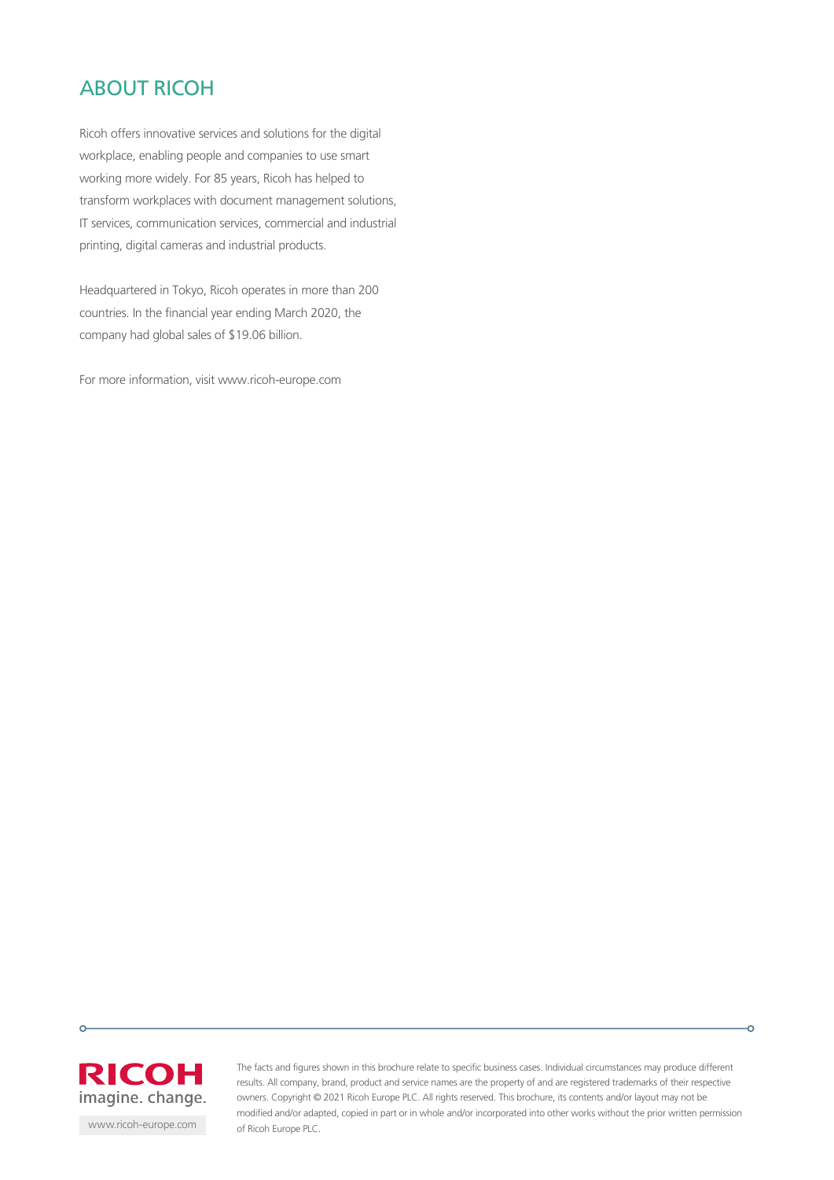## ABOUT RICOH

Ricoh offers innovative services and solutions for the digital workplace, enabling people and companies to use smart working more widely. For 85 years, Ricoh has helped to transform workplaces with document management solutions, IT services, communication services, commercial and industrial printing, digital cameras and industrial products.

Headquartered in Tokyo, Ricoh operates in more than 200 countries. In the financial year ending March 2020, the company had global sales of $19.06 billion.

For more information, visit www.ricoh-europe.com

RICOH
imagine. change.

www.ricoh-europe.com

The facts and figures shown in this brochure relate to specific business cases. Individual circumstances may produce different results. All company, brand, product and service names are the property of and are registered trademarks of their respective owners. Copyright © 2021 Ricoh Europe PLC. All rights reserved. This brochure, its contents and/or layout may not be modified and/or adapted, copied in part or in whole and/or incorporated into other works without the prior written permission of Ricoh Europe PLC.